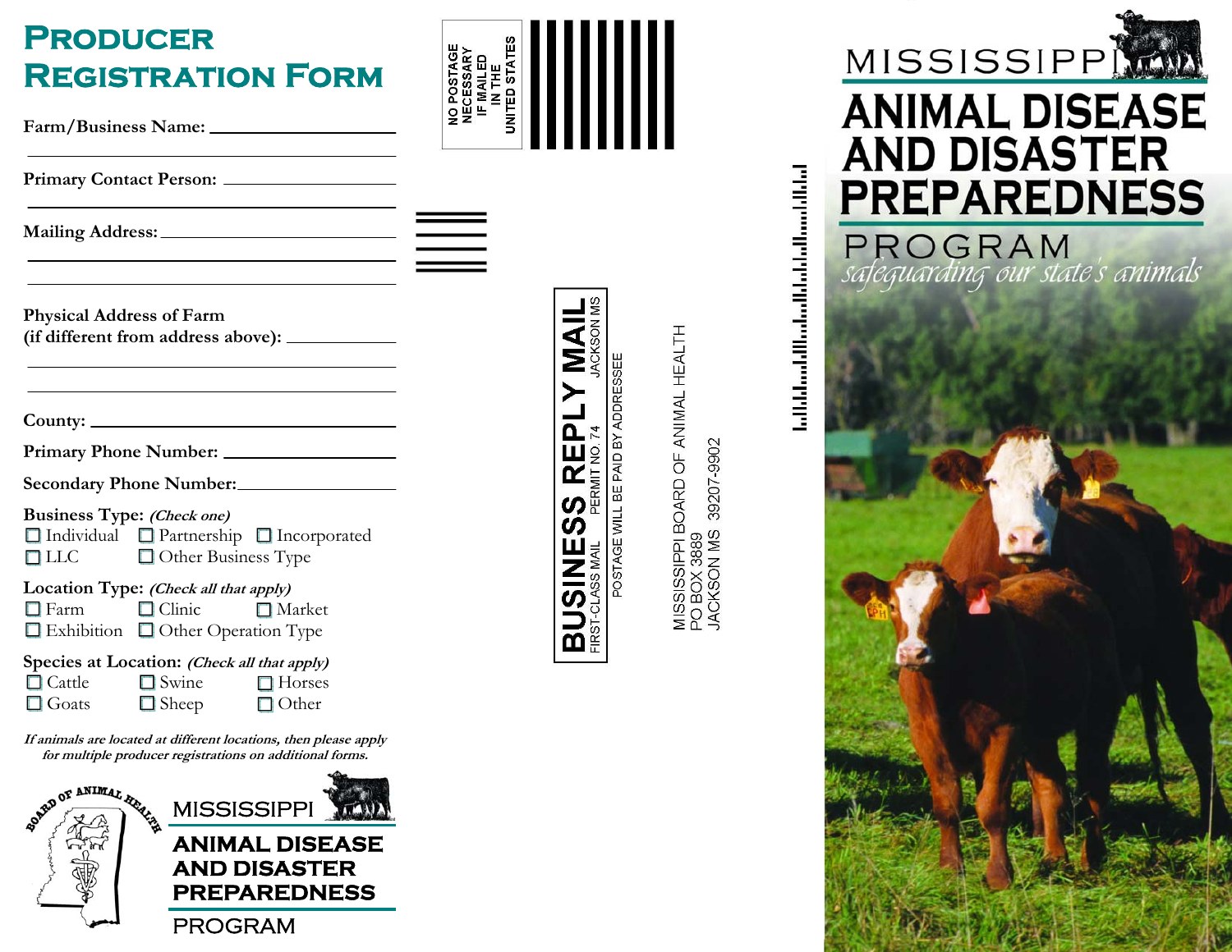# PRODUCER REGISTRATION FORM

**Farm/Business Name:** ______________________

______________________

**Primary Contact Person:** ______________________

______________________

**Mailing Address:** ______________________

______________________

______________________

**Physical Address of Farm**
**(if different from address above):** ______________________

______________________

______________________

**County:** ______________________

**Primary Phone Number:** ______________________

**Secondary Phone Number:** ______________________

**Business Type:** ***(Check one)***

- ☐ Individual
- ☐ Partnership
- ☐ Incorporated
- ☐ LLC
- ☐ Other Business Type

**Location Type:** ***(Check all that apply)***

- ☐ Farm
- ☐ Clinic
- ☐ Market
- ☐ Exhibition
- ☐ Other Operation Type

**Species at Location:** ***(Check all that apply)***

- ☐ Cattle
- ☐ Swine
- ☐ Horses
- ☐ Goats
- ☐ Sheep
- ☐ Other

***If animals are located at different locations, then please apply for multiple producer registrations on additional forms.***

BOARD OF ANIMAL HEALTH

MISSISSIPPI
ANIMAL DISEASE AND DISASTER PREPAREDNESS
PROGRAM

---

NO POSTAGE NECESSARY IF MAILED IN THE UNITED STATES

**BUSINESS REPLY MAIL**
FIRST-CLASS MAIL PERMIT NO. 74 JACKSON MS

POSTAGE WILL BE PAID BY ADDRESSEE

MISSISSIPPI BOARD OF ANIMAL HEALTH
PO BOX 3889
JACKSON MS 39207-9902

---

# MISSISSIPPI ANIMAL DISEASE AND DISASTER PREPAREDNESS PROGRAM

*safeguarding our state's animals*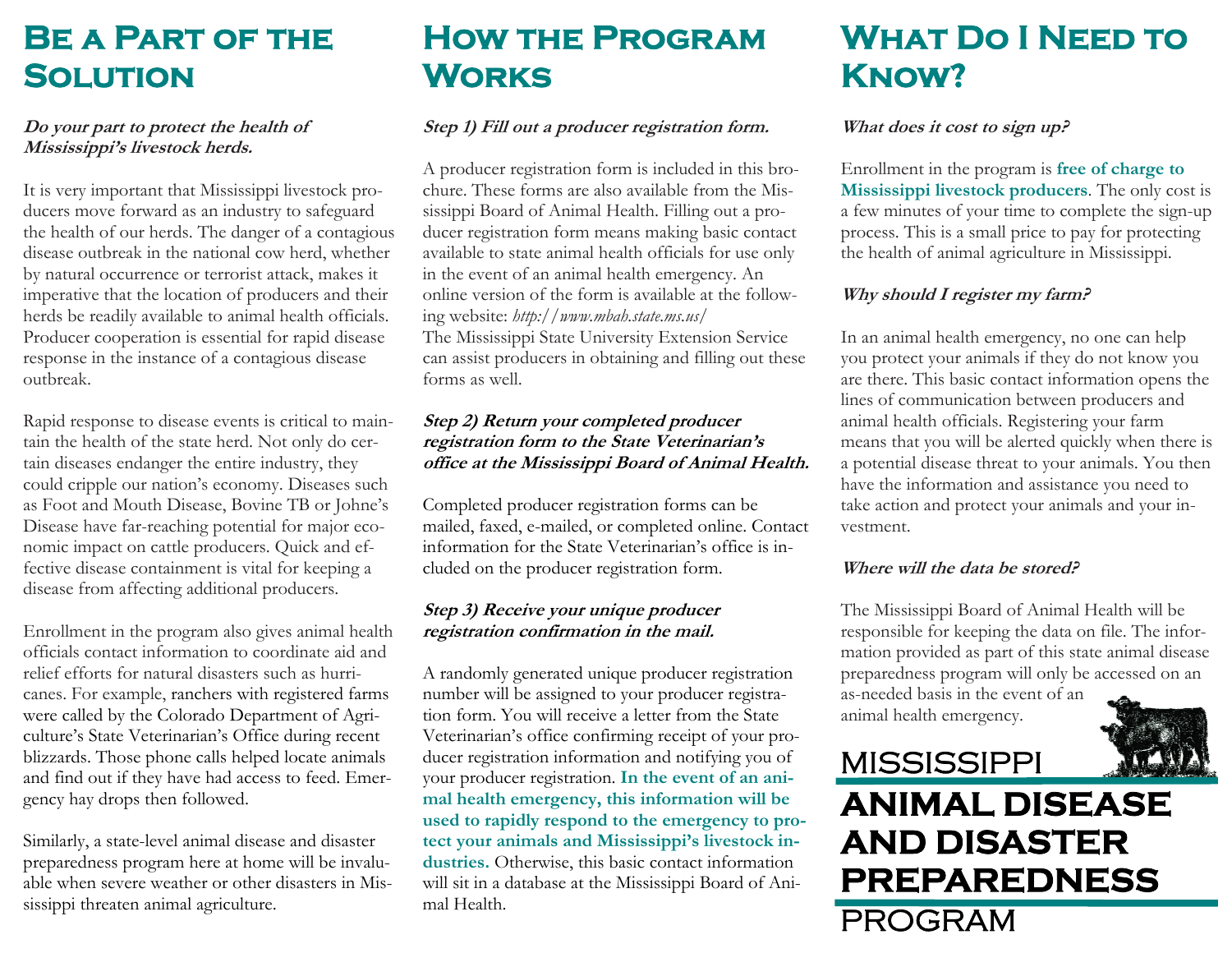# Be a Part of the Solution

***Do your part to protect the health of Mississippi's livestock herds.***

It is very important that Mississippi livestock producers move forward as an industry to safeguard the health of our herds. The danger of a contagious disease outbreak in the national cow herd, whether by natural occurrence or terrorist attack, makes it imperative that the location of producers and their herds be readily available to animal health officials. Producer cooperation is essential for rapid disease response in the instance of a contagious disease outbreak.

Rapid response to disease events is critical to maintain the health of the state herd. Not only do certain diseases endanger the entire industry, they could cripple our nation's economy. Diseases such as Foot and Mouth Disease, Bovine TB or Johne's Disease have far-reaching potential for major economic impact on cattle producers. Quick and effective disease containment is vital for keeping a disease from affecting additional producers.

Enrollment in the program also gives animal health officials contact information to coordinate aid and relief efforts for natural disasters such as hurricanes. For example, ranchers with registered farms were called by the Colorado Department of Agriculture's State Veterinarian's Office during recent blizzards. Those phone calls helped locate animals and find out if they have had access to feed. Emergency hay drops then followed.

Similarly, a state-level animal disease and disaster preparedness program here at home will be invaluable when severe weather or other disasters in Mississippi threaten animal agriculture.

# How the Program Works

***Step 1) Fill out a producer registration form.***

A producer registration form is included in this brochure. These forms are also available from the Mississippi Board of Animal Health. Filling out a producer registration form means making basic contact available to state animal health officials for use only in the event of an animal health emergency. An online version of the form is available at the following website: *http://www.mbah.state.ms.us/*
The Mississippi State University Extension Service can assist producers in obtaining and filling out these forms as well.

***Step 2) Return your completed producer registration form to the State Veterinarian's office at the Mississippi Board of Animal Health.***

Completed producer registration forms can be mailed, faxed, e-mailed, or completed online. Contact information for the State Veterinarian's office is included on the producer registration form.

***Step 3) Receive your unique producer registration confirmation in the mail.***

A randomly generated unique producer registration number will be assigned to your producer registration form. You will receive a letter from the State Veterinarian's office confirming receipt of your producer registration information and notifying you of your producer registration. **In the event of an animal health emergency, this information will be used to rapidly respond to the emergency to protect your animals and Mississippi's livestock industries.** Otherwise, this basic contact information will sit in a database at the Mississippi Board of Animal Health.

# What Do I Need to Know?

***What does it cost to sign up?***

Enrollment in the program is **free of charge to Mississippi livestock producers**. The only cost is a few minutes of your time to complete the sign-up process. This is a small price to pay for protecting the health of animal agriculture in Mississippi.

***Why should I register my farm?***

In an animal health emergency, no one can help you protect your animals if they do not know you are there. This basic contact information opens the lines of communication between producers and animal health officials. Registering your farm means that you will be alerted quickly when there is a potential disease threat to your animals. You then have the information and assistance you need to take action and protect your animals and your investment.

***Where will the data be stored?***

The Mississippi Board of Animal Health will be responsible for keeping the data on file. The information provided as part of this state animal disease preparedness program will only be accessed on an as-needed basis in the event of an animal health emergency.

MISSISSIPPI

**ANIMAL DISEASE AND DISASTER PREPAREDNESS**

PROGRAM